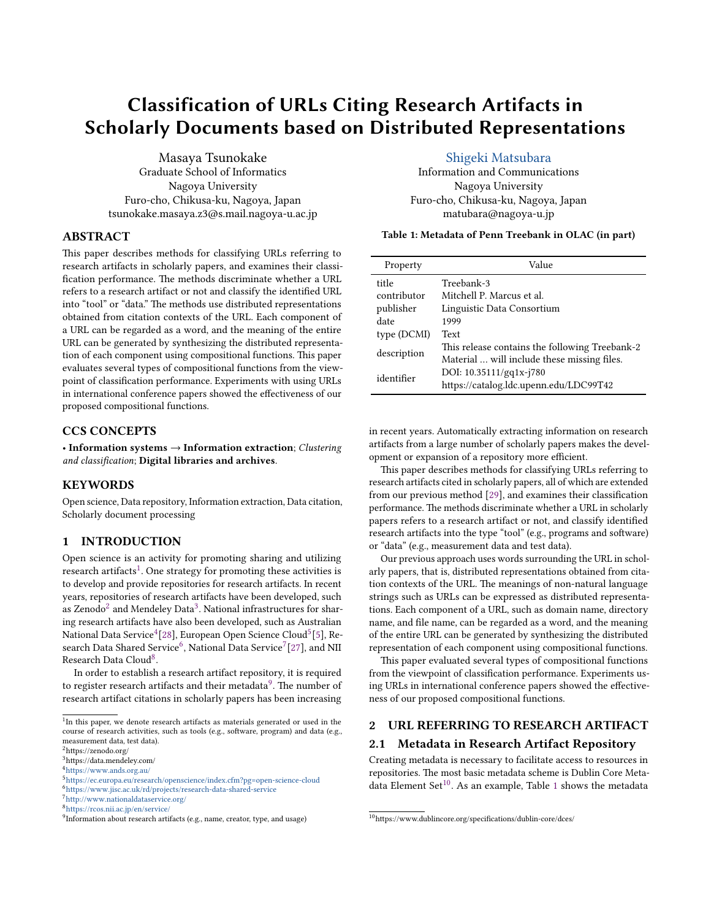# Classification of URLs Citing Research Artifacts in Scholarly Documents based on Distributed Representations

Masaya Tsunokake
Graduate School of Informatics
Nagoya University
Furo-cho, Chikusa-ku, Nagoya, Japan
tsunokake.masaya.z3@s.mail.nagoya-u.ac.jp

Shigeki Matsubara
Information and Communications
Nagoya University
Furo-cho, Chikusa-ku, Nagoya, Japan
matubara@nagoya-u.jp

## ABSTRACT

This paper describes methods for classifying URLs referring to research artifacts in scholarly papers, and examines their classification performance. The methods discriminate whether a URL refers to a research artifact or not and classify the identified URL into "tool" or "data." The methods use distributed representations obtained from citation contexts of the URL. Each component of a URL can be regarded as a word, and the meaning of the entire URL can be generated by synthesizing the distributed representation of each component using compositional functions. This paper evaluates several types of compositional functions from the viewpoint of classification performance. Experiments with using URLs in international conference papers showed the effectiveness of our proposed compositional functions.

## CCS CONCEPTS

• **Information systems** → **Information extraction**; *Clustering and classification*; **Digital libraries and archives**.

## KEYWORDS

Open science, Data repository, Information extraction, Data citation, Scholarly document processing

## 1 INTRODUCTION

Open science is an activity for promoting sharing and utilizing research artifacts[1]. One strategy for promoting these activities is to develop and provide repositories for research artifacts. In recent years, repositories of research artifacts have been developed, such as Zenodo[2] and Mendeley Data[3]. National infrastructures for sharing research artifacts have also been developed, such as Australian National Data Service[4][28], European Open Science Cloud[5][5], Research Data Shared Service[6], National Data Service[7][27], and NII Research Data Cloud[8].

In order to establish a research artifact repository, it is required to register research artifacts and their metadata[9]. The number of research artifact citations in scholarly papers has been increasing in recent years. Automatically extracting information on research artifacts from a large number of scholarly papers makes the development or expansion of a repository more efficient.

This paper describes methods for classifying URLs referring to research artifacts cited in scholarly papers, all of which are extended from our previous method [29], and examines their classification performance. The methods discriminate whether a URL in scholarly papers refers to a research artifact or not, and classify identified research artifacts into the type "tool" (e.g., programs and software) or "data" (e.g., measurement data and test data).

Our previous approach uses words surrounding the URL in scholarly papers, that is, distributed representations obtained from citation contexts of the URL. The meanings of non-natural language strings such as URLs can be expressed as distributed representations. Each component of a URL, such as domain name, directory name, and file name, can be regarded as a word, and the meaning of the entire URL can be generated by synthesizing the distributed representation of each component using compositional functions.

This paper evaluated several types of compositional functions from the viewpoint of classification performance. Experiments using URLs in international conference papers showed the effectiveness of our proposed compositional functions.

## 2 URL REFERRING TO RESEARCH ARTIFACT

### 2.1 Metadata in Research Artifact Repository

Creating metadata is necessary to facilitate access to resources in repositories. The most basic metadata scheme is Dublin Core Metadata Element Set[10]. As an example, Table 1 shows the metadata

**Table 1: Metadata of Penn Treebank in OLAC (in part)**

| Property | Value |
|---|---|
| title | Treebank-3 |
| contributor | Mitchell P. Marcus et al. |
| publisher | Linguistic Data Consortium |
| date | 1999 |
| type (DCMI) | Text |
| description | This release contains the following Treebank-2 Material ... will include these missing files. |
| identifier | DOI: 10.35111/gq1x-j780 https://catalog.ldc.upenn.edu/LDC99T42 |

---

[1] In this paper, we denote research artifacts as materials generated or used in the course of research activities, such as tools (e.g., software, program) and data (e.g., measurement data, test data).
[2] https://zenodo.org/
[3] https://data.mendeley.com/
[4] https://www.ands.org.au/
[5] https://ec.europa.eu/research/openscience/index.cfm?pg=open-science-cloud
[6] https://www.jisc.ac.uk/rd/projects/research-data-shared-service
[7] http://www.nationaldataservice.org/
[8] https://rcos.nii.ac.jp/en/service/
[9] Information about research artifacts (e.g., name, creator, type, and usage)
[10] https://www.dublincore.org/specifications/dublin-core/dces/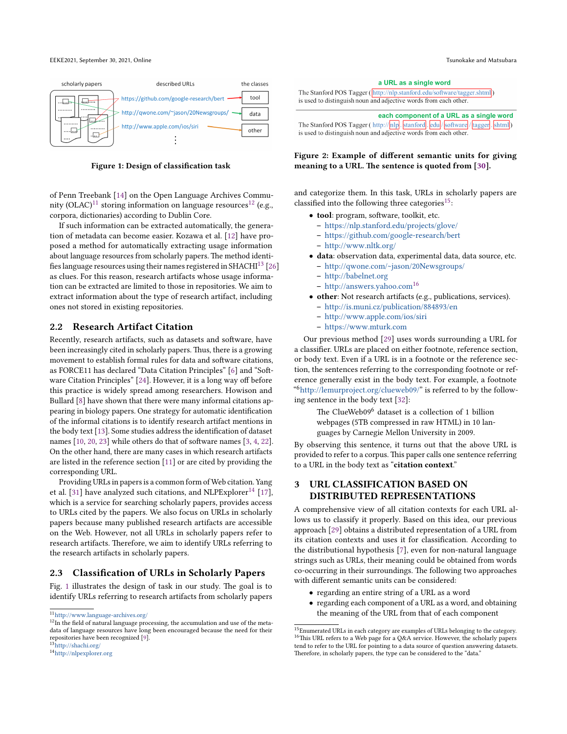Figure 1: Design of classification task

of Penn Treebank [14] on the Open Language Archives Community (OLAC)[11] storing information on language resources[12] (e.g., corpora, dictionaries) according to Dublin Core.

If such information can be extracted automatically, the generation of metadata can become easier. Kozawa et al. [12] have proposed a method for automatically extracting usage information about language resources from scholarly papers. The method identifies language resources using their names registered in SHACHI[13] [26] as clues. For this reason, research artifacts whose usage information can be extracted are limited to those in repositories. We aim to extract information about the type of research artifact, including ones not stored in existing repositories.

## 2.2 Research Artifact Citation

Recently, research artifacts, such as datasets and software, have been increasingly cited in scholarly papers. Thus, there is a growing movement to establish formal rules for data and software citations, as FORCE11 has declared "Data Citation Principles" [6] and "Software Citation Principles" [24]. However, it is a long way off before this practice is widely spread among researchers. Howison and Bullard [8] have shown that there were many informal citations appearing in biology papers. One strategy for automatic identification of the informal citations is to identify research artifact mentions in the body text [13]. Some studies address the identification of dataset names [10, 20, 23] while others do that of software names [3, 4, 22]. On the other hand, there are many cases in which research artifacts are listed in the reference section [11] or are cited by providing the corresponding URL.

Providing URLs in papers is a common form of Web citation. Yang et al. [31] have analyzed such citations, and NLPExplorer[14] [17], which is a service for searching scholarly papers, provides access to URLs cited by the papers. We also focus on URLs in scholarly papers because many published research artifacts are accessible on the Web. However, not all URLs in scholarly papers refer to research artifacts. Therefore, we aim to identify URLs referring to the research artifacts in scholarly papers.

## 2.3 Classification of URLs in Scholarly Papers

Fig. 1 illustrates the design of task in our study. The goal is to identify URLs referring to research artifacts from scholarly papers and categorize them. In this task, URLs in scholarly papers are classified into the following three categories[15]:

- **tool**: program, software, toolkit, etc.
  - https://nlp.stanford.edu/projects/glove/
  - https://github.com/google-research/bert
  - http://www.nltk.org/
- **data**: observation data, experimental data, data source, etc.
  - http://qwone.com/~jason/20Newsgroups/
  - http://babelnet.org
  - http://answers.yahoo.com[16]
- **other**: Not research artifacts (e.g., publications, services).
  - http://is.muni.cz/publication/884893/en
  - http://www.apple.com/ios/siri
  - https://www.mturk.com

Our previous method [29] uses words surrounding a URL for a classifier. URLs are placed on either footnote, reference section, or body text. Even if a URL is in a footnote or the reference section, the sentences referring to the corresponding footnote or reference generally exist in the body text. For example, a footnote "[6]http://lemurproject.org/clueweb09/" is referred to by the following sentence in the body text [32]:

> The ClueWeb09[6] dataset is a collection of 1 billion webpages (5TB compressed in raw HTML) in 10 languages by Carnegie Mellon University in 2009.

By observing this sentence, it turns out that the above URL is provided to refer to a corpus. This paper calls one sentence referring to a URL in the body text as "**citation context**."

Figure 2: Example of different semantic units for giving meaning to a URL. The sentence is quoted from [30].

# 3 URL CLASSIFICATION BASED ON DISTRIBUTED REPRESENTATIONS

A comprehensive view of all citation contexts for each URL allows us to classify it properly. Based on this idea, our previous approach [29] obtains a distributed representation of a URL from its citation contexts and uses it for classification. According to the distributional hypothesis [7], even for non-natural language strings such as URLs, their meaning could be obtained from words co-occurring in their surroundings. The following two approaches with different semantic units can be considered:

- regarding an entire string of a URL as a word
- regarding each component of a URL as a word, and obtaining the meaning of the URL from that of each component

---

[11] http://www.language-archives.org/

[12] In the field of natural language processing, the accumulation and use of the metadata of language resources have long been encouraged because the need for their repositories have been recognized [9].

[13] http://shachi.org/

[14] http://nlpexplorer.org

[15] Enumerated URLs in each category are examples of URLs belonging to the category.

[16] This URL refers to a Web page for a Q&A service. However, the scholarly papers tend to refer to the URL for pointing to a data source of question answering datasets. Therefore, in scholarly papers, the type can be considered to the "data."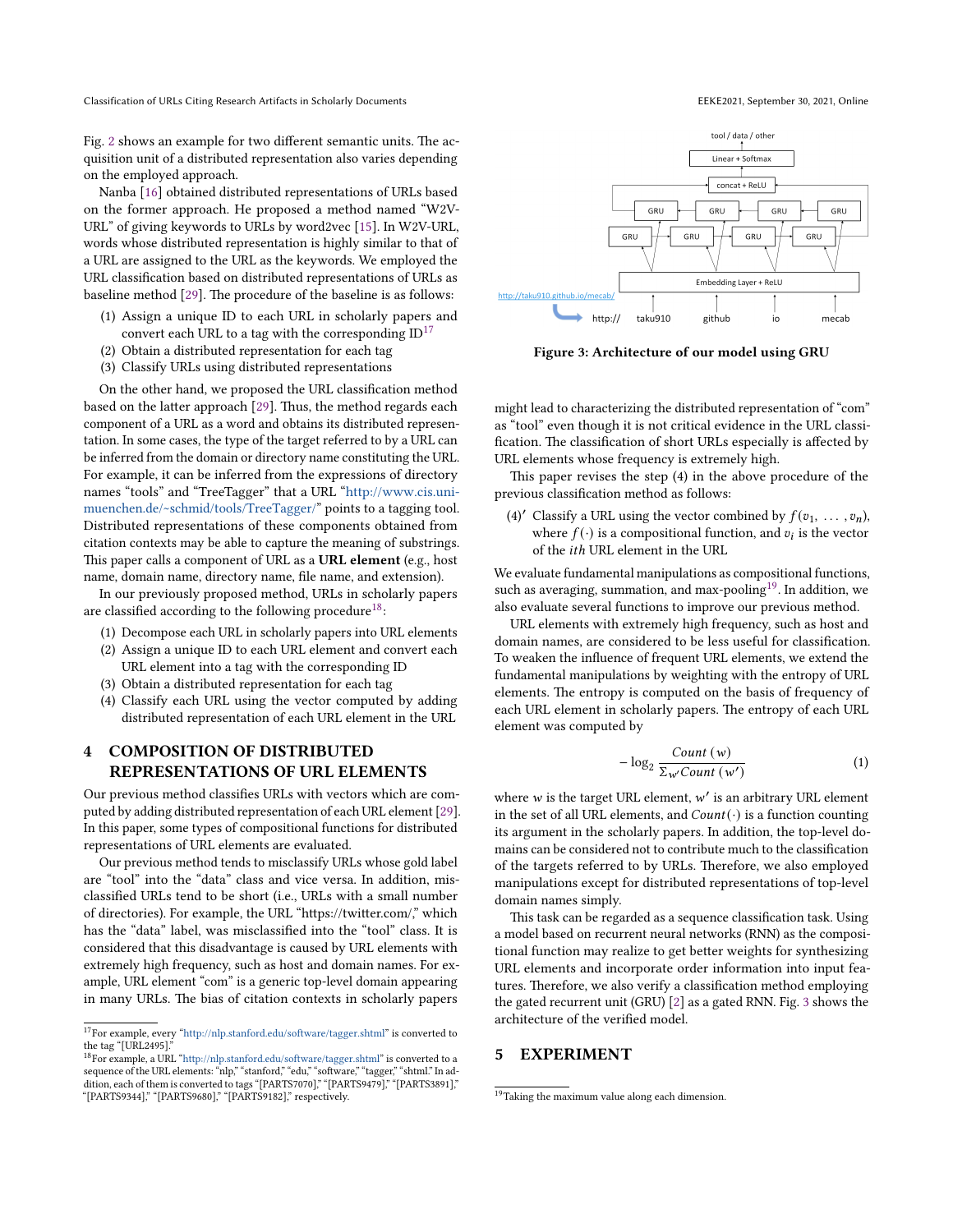Fig. 2 shows an example for two different semantic units. The acquisition unit of a distributed representation also varies depending on the employed approach.

Nanba [16] obtained distributed representations of URLs based on the former approach. He proposed a method named "W2V-URL" of giving keywords to URLs by word2vec [15]. In W2V-URL, words whose distributed representation is highly similar to that of a URL are assigned to the URL as the keywords. We employed the URL classification based on distributed representations of URLs as baseline method [29]. The procedure of the baseline is as follows:

(1) Assign a unique ID to each URL in scholarly papers and convert each URL to a tag with the corresponding ID[17]
(2) Obtain a distributed representation for each tag
(3) Classify URLs using distributed representations

On the other hand, we proposed the URL classification method based on the latter approach [29]. Thus, the method regards each component of a URL as a word and obtains its distributed representation. In some cases, the type of the target referred to by a URL can be inferred from the domain or directory name constituting the URL. For example, it can be inferred from the expressions of directory names "tools" and "TreeTagger" that a URL "http://www.cis.uni-muenchen.de/~schmid/tools/TreeTagger/" points to a tagging tool. Distributed representations of these components obtained from citation contexts may be able to capture the meaning of substrings. This paper calls a component of URL as a **URL element** (e.g., host name, domain name, directory name, file name, and extension).

In our previously proposed method, URLs in scholarly papers are classified according to the following procedure[18]:

(1) Decompose each URL in scholarly papers into URL elements
(2) Assign a unique ID to each URL element and convert each URL element into a tag with the corresponding ID
(3) Obtain a distributed representation for each tag
(4) Classify each URL using the vector computed by adding distributed representation of each URL element in the URL

## 4 COMPOSITION OF DISTRIBUTED REPRESENTATIONS OF URL ELEMENTS

Our previous method classifies URLs with vectors which are computed by adding distributed representation of each URL element [29]. In this paper, some types of compositional functions for distributed representations of URL elements are evaluated.

Our previous method tends to misclassify URLs whose gold label are "tool" into the "data" class and vice versa. In addition, misclassified URLs tend to be short (i.e., URLs with a small number of directories). For example, the URL "https://twitter.com/," which has the "data" label, was misclassified into the "tool" class. It is considered that this disadvantage is caused by URL elements with extremely high frequency, such as host and domain names. For example, URL element "com" is a generic top-level domain appearing in many URLs. The bias of citation contexts in scholarly papers might lead to characterizing the distributed representation of "com" as "tool" even though it is not critical evidence in the URL classification. The classification of short URLs especially is affected by URL elements whose frequency is extremely high.

This paper revises the step (4) in the above procedure of the previous classification method as follows:

(4)′ Classify a URL using the vector combined by $f(v_1, \ldots, v_n)$, where $f(\cdot)$ is a compositional function, and $v_i$ is the vector of the $ith$ URL element in the URL

We evaluate fundamental manipulations as compositional functions, such as averaging, summation, and max-pooling[19]. In addition, we also evaluate several functions to improve our previous method.

URL elements with extremely high frequency, such as host and domain names, are considered to be less useful for classification. To weaken the influence of frequent URL elements, we extend the fundamental manipulations by weighting with the entropy of URL elements. The entropy is computed on the basis of frequency of each URL element in scholarly papers. The entropy of each URL element was computed by

$$-\log_2 \frac{Count\ (w)}{\Sigma_{w'} Count\ (w')} \tag{1}$$

where $w$ is the target URL element, $w'$ is an arbitrary URL element in the set of all URL elements, and $Count(\cdot)$ is a function counting its argument in the scholarly papers. In addition, the top-level domains can be considered not to contribute much to the classification of the targets referred to by URLs. Therefore, we also employed manipulations except for distributed representations of top-level domain names simply.

This task can be regarded as a sequence classification task. Using a model based on recurrent neural networks (RNN) as the compositional function may realize to get better weights for synthesizing URL elements and incorporate order information into input features. Therefore, we also verify a classification method employing the gated recurrent unit (GRU) [2] as a gated RNN. Fig. 3 shows the architecture of the verified model.

Figure 3: Architecture of our model using GRU

## 5 EXPERIMENT

[17] For example, every "http://nlp.stanford.edu/software/tagger.shtml" is converted to the tag "[URL2495]."

[18] For example, a URL "http://nlp.stanford.edu/software/tagger.shtml" is converted to a sequence of the URL elements: "nlp," "stanford," "edu," "software," "tagger," "shtml." In addition, each of them is converted to tags "[PARTS7070]," "[PARTS9479]," "[PARTS3891]," "[PARTS9344]," "[PARTS9680]," "[PARTS9182]," respectively.

[19] Taking the maximum value along each dimension.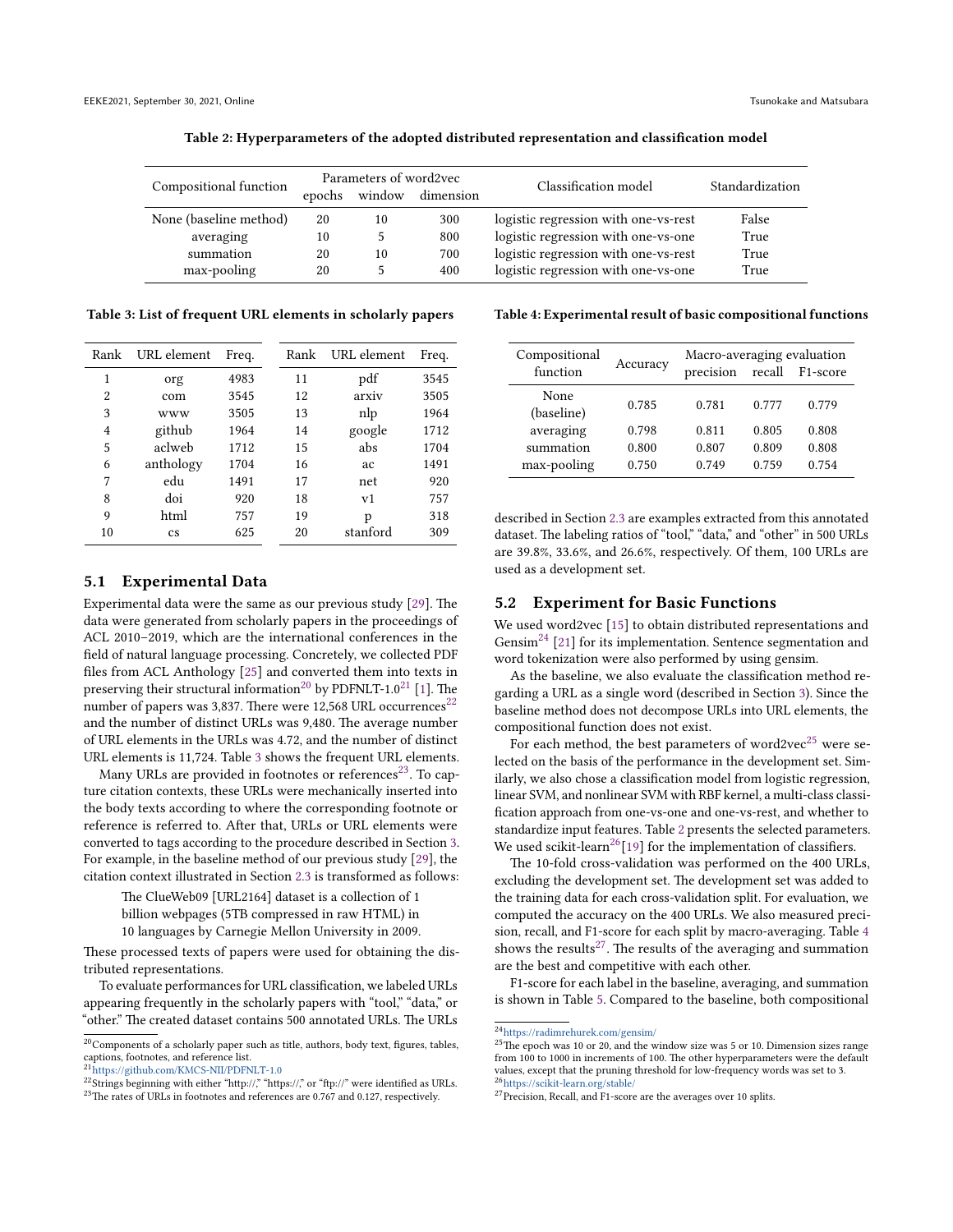**Table 2: Hyperparameters of the adopted distributed representation and classification model**

| Compositional function | Parameters of word2vec | | | Classification model | Standardization |
|---|---|---|---|---|---|
| | epochs | window | dimension | | |
| None (baseline method) | 20 | 10 | 300 | logistic regression with one-vs-rest | False |
| averaging | 10 | 5 | 800 | logistic regression with one-vs-one | True |
| summation | 20 | 10 | 700 | logistic regression with one-vs-rest | True |
| max-pooling | 20 | 5 | 400 | logistic regression with one-vs-one | True |

**Table 3: List of frequent URL elements in scholarly papers**

| Rank | URL element | Freq. | Rank | URL element | Freq. |
|---|---|---|---|---|---|
| 1 | org | 4983 | 11 | pdf | 3545 |
| 2 | com | 3545 | 12 | arxiv | 3505 |
| 3 | www | 3505 | 13 | nlp | 1964 |
| 4 | github | 1964 | 14 | google | 1712 |
| 5 | aclweb | 1712 | 15 | abs | 1704 |
| 6 | anthology | 1704 | 16 | ac | 1491 |
| 7 | edu | 1491 | 17 | net | 920 |
| 8 | doi | 920 | 18 | v1 | 757 |
| 9 | html | 757 | 19 | p | 318 |
| 10 | cs | 625 | 20 | stanford | 309 |

### 5.1 Experimental Data

Experimental data were the same as our previous study [29]. The data were generated from scholarly papers in the proceedings of ACL 2010–2019, which are the international conferences in the field of natural language processing. Concretely, we collected PDF files from ACL Anthology [25] and converted them into texts in preserving their structural information[20] by PDFNLT-1.0[21] [1]. The number of papers was 3,837. There were 12,568 URL occurrences[22] and the number of distinct URLs was 9,480. The average number of URL elements in the URLs was 4.72, and the number of distinct URL elements is 11,724. Table 3 shows the frequent URL elements.

Many URLs are provided in footnotes or references[23]. To capture citation contexts, these URLs were mechanically inserted into the body texts according to where the corresponding footnote or reference is referred to. After that, URLs or URL elements were converted to tags according to the procedure described in Section 3. For example, in the baseline method of our previous study [29], the citation context illustrated in Section 2.3 is transformed as follows:

> The ClueWeb09 [URL2164] dataset is a collection of 1 billion webpages (5TB compressed in raw HTML) in 10 languages by Carnegie Mellon University in 2009.

These processed texts of papers were used for obtaining the distributed representations.

To evaluate performances for URL classification, we labeled URLs appearing frequently in the scholarly papers with "tool," "data," or "other." The created dataset contains 500 annotated URLs. The URLs described in Section 2.3 are examples extracted from this annotated dataset. The labeling ratios of "tool," "data," and "other" in 500 URLs are 39.8%, 33.6%, and 26.6%, respectively. Of them, 100 URLs are used as a development set.

**Table 4: Experimental result of basic compositional functions**

| Compositional function | Accuracy | Macro-averaging evaluation | | |
|---|---|---|---|---|
| | | precision | recall | F1-score |
| None (baseline) | 0.785 | 0.781 | 0.777 | 0.779 |
| averaging | 0.798 | 0.811 | 0.805 | 0.808 |
| summation | 0.800 | 0.807 | 0.809 | 0.808 |
| max-pooling | 0.750 | 0.749 | 0.759 | 0.754 |

### 5.2 Experiment for Basic Functions

We used word2vec [15] to obtain distributed representations and Gensim[24] [21] for its implementation. Sentence segmentation and word tokenization were also performed by using gensim.

As the baseline, we also evaluate the classification method regarding a URL as a single word (described in Section 3). Since the baseline method does not decompose URLs into URL elements, the compositional function does not exist.

For each method, the best parameters of word2vec[25] were selected on the basis of the performance in the development set. Similarly, we also chose a classification model from logistic regression, linear SVM, and nonlinear SVM with RBF kernel, a multi-class classification approach from one-vs-one and one-vs-rest, and whether to standardize input features. Table 2 presents the selected parameters. We used scikit-learn[26][19] for the implementation of classifiers.

The 10-fold cross-validation was performed on the 400 URLs, excluding the development set. The development set was added to the training data for each cross-validation split. For evaluation, we computed the accuracy on the 400 URLs. We also measured precision, recall, and F1-score for each split by macro-averaging. Table 4 shows the results[27]. The results of the averaging and summation are the best and competitive with each other.

F1-score for each label in the baseline, averaging, and summation is shown in Table 5. Compared to the baseline, both compositional

---

[20] Components of a scholarly paper such as title, authors, body text, figures, tables, captions, footnotes, and reference list.

[21] https://github.com/KMCS-NII/PDFNLT-1.0

[22] Strings beginning with either "http://," "https://," or "ftp://" were identified as URLs.

[23] The rates of URLs in footnotes and references are 0.767 and 0.127, respectively.

[24] https://radimrehurek.com/gensim/

[25] The epoch was 10 or 20, and the window size was 5 or 10. Dimension sizes range from 100 to 1000 in increments of 100. The other hyperparameters were the default values, except that the pruning threshold for low-frequency words was set to 3.

[26] https://scikit-learn.org/stable/

[27] Precision, Recall, and F1-score are the averages over 10 splits.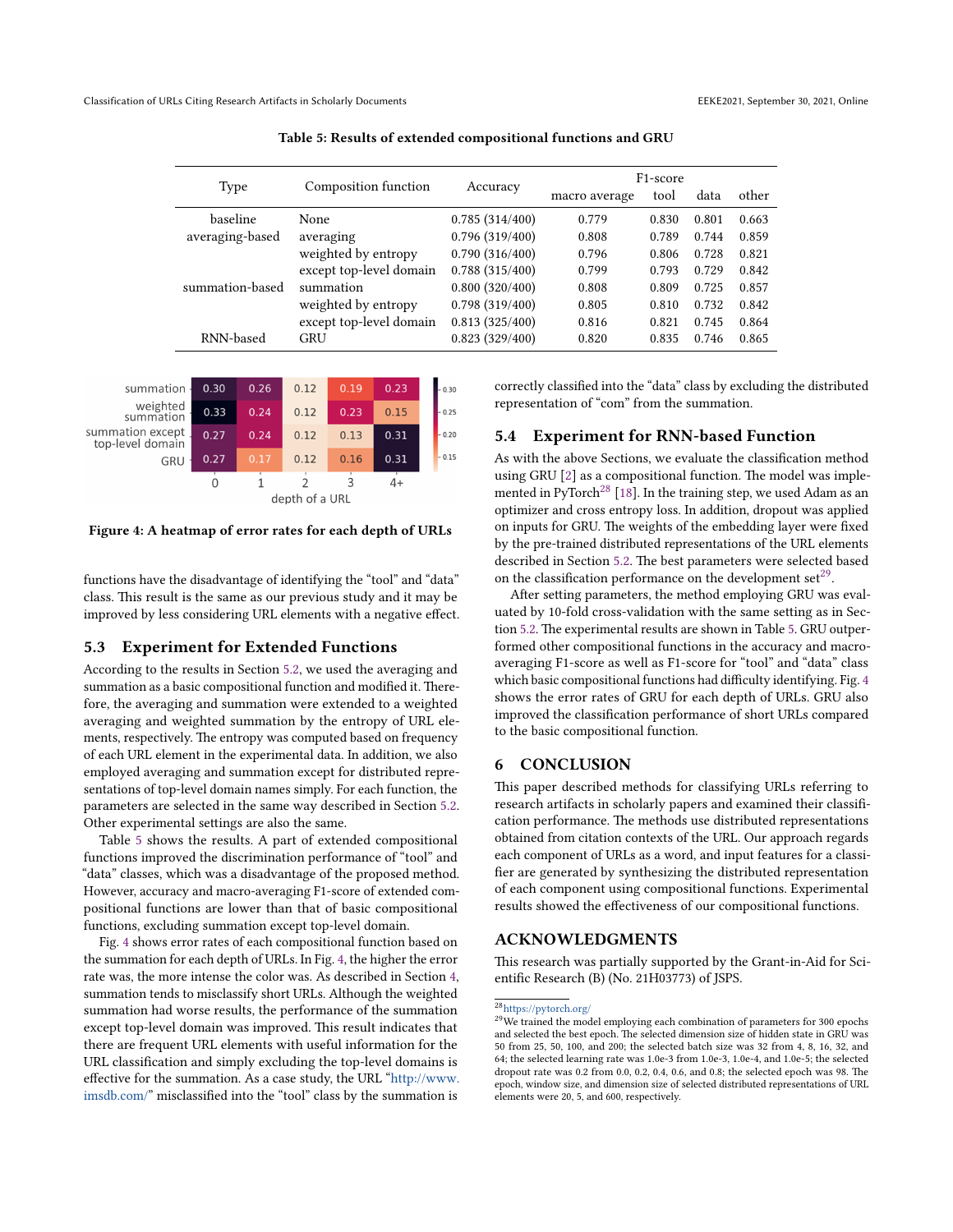**Table 5: Results of extended compositional functions and GRU**

| Type | Composition function | Accuracy | F1-score | | | |
|---|---|---|---|---|---|---|
| | | | macro average | tool | data | other |
| baseline | None | 0.785 (314/400) | 0.779 | 0.830 | 0.801 | 0.663 |
| averaging-based | averaging | 0.796 (319/400) | 0.808 | 0.789 | 0.744 | 0.859 |
| | weighted by entropy | 0.790 (316/400) | 0.796 | 0.806 | 0.728 | 0.821 |
| | except top-level domain | 0.788 (315/400) | 0.799 | 0.793 | 0.729 | 0.842 |
| summation-based | summation | 0.800 (320/400) | 0.808 | 0.809 | 0.725 | 0.857 |
| | weighted by entropy | 0.798 (319/400) | 0.805 | 0.810 | 0.732 | 0.842 |
| | except top-level domain | 0.813 (325/400) | 0.816 | 0.821 | 0.745 | 0.864 |
| RNN-based | GRU | 0.823 (329/400) | 0.820 | 0.835 | 0.746 | 0.865 |

| | 0 | 1 | 2 | 3 | 4+ |
|---|---|---|---|---|---|
| summation | 0.30 | 0.26 | 0.12 | 0.19 | 0.23 |
| weighted summation | 0.33 | 0.24 | 0.12 | 0.23 | 0.15 |
| summation except top-level domain | 0.27 | 0.24 | 0.12 | 0.13 | 0.31 |
| GRU | 0.27 | 0.17 | 0.12 | 0.16 | 0.31 |

depth of a URL

**Figure 4: A heatmap of error rates for each depth of URLs**

functions have the disadvantage of identifying the "tool" and "data" class. This result is the same as our previous study and it may be improved by less considering URL elements with a negative effect.

## 5.3 Experiment for Extended Functions

According to the results in Section 5.2, we used the averaging and summation as a basic compositional function and modified it. Therefore, the averaging and summation were extended to a weighted averaging and weighted summation by the entropy of URL elements, respectively. The entropy was computed based on frequency of each URL element in the experimental data. In addition, we also employed averaging and summation except for distributed representations of top-level domain names simply. For each function, the parameters are selected in the same way described in Section 5.2. Other experimental settings are also the same.

Table 5 shows the results. A part of extended compositional functions improved the discrimination performance of "tool" and "data" classes, which was a disadvantage of the proposed method. However, accuracy and macro-averaging F1-score of extended compositional functions are lower than that of basic compositional functions, excluding summation except top-level domain.

Fig. 4 shows error rates of each compositional function based on the summation for each depth of URLs. In Fig. 4, the higher the error rate was, the more intense the color was. As described in Section 4, summation tends to misclassify short URLs. Although the weighted summation had worse results, the performance of the summation except top-level domain was improved. This result indicates that there are frequent URL elements with useful information for the URL classification and simply excluding the top-level domains is effective for the summation. As a case study, the URL "http://www.imsdb.com/" misclassified into the "tool" class by the summation is correctly classified into the "data" class by excluding the distributed representation of "com" from the summation.

## 5.4 Experiment for RNN-based Function

As with the above Sections, we evaluate the classification method using GRU [2] as a compositional function. The model was implemented in PyTorch[28] [18]. In the training step, we used Adam as an optimizer and cross entropy loss. In addition, dropout was applied on inputs for GRU. The weights of the embedding layer were fixed by the pre-trained distributed representations of the URL elements described in Section 5.2. The best parameters were selected based on the classification performance on the development set[29].

After setting parameters, the method employing GRU was evaluated by 10-fold cross-validation with the same setting as in Section 5.2. The experimental results are shown in Table 5. GRU outperformed other compositional functions in the accuracy and macro-averaging F1-score as well as F1-score for "tool" and "data" class which basic compositional functions had difficulty identifying. Fig. 4 shows the error rates of GRU for each depth of URLs. GRU also improved the classification performance of short URLs compared to the basic compositional function.

# 6 CONCLUSION

This paper described methods for classifying URLs referring to research artifacts in scholarly papers and examined their classification performance. The methods use distributed representations obtained from citation contexts of the URL. Our approach regards each component of URLs as a word, and input features for a classifier are generated by synthesizing the distributed representation of each component using compositional functions. Experimental results showed the effectiveness of our compositional functions.

# ACKNOWLEDGMENTS

This research was partially supported by the Grant-in-Aid for Scientific Research (B) (No. 21H03773) of JSPS.

---

[28] https://pytorch.org/

[29] We trained the model employing each combination of parameters for 300 epochs and selected the best epoch. The selected dimension size of hidden state in GRU was 50 from 25, 50, 100, and 200; the selected batch size was 32 from 4, 8, 16, 32, and 64; the selected learning rate was 1.0e-3 from 1.0e-3, 1.0e-4, and 1.0e-5; the selected dropout rate was 0.2 from 0.0, 0.2, 0.4, 0.6, and 0.8; the selected epoch was 98. The epoch, window size, and dimension size of selected distributed representations of URL elements were 20, 5, and 600, respectively.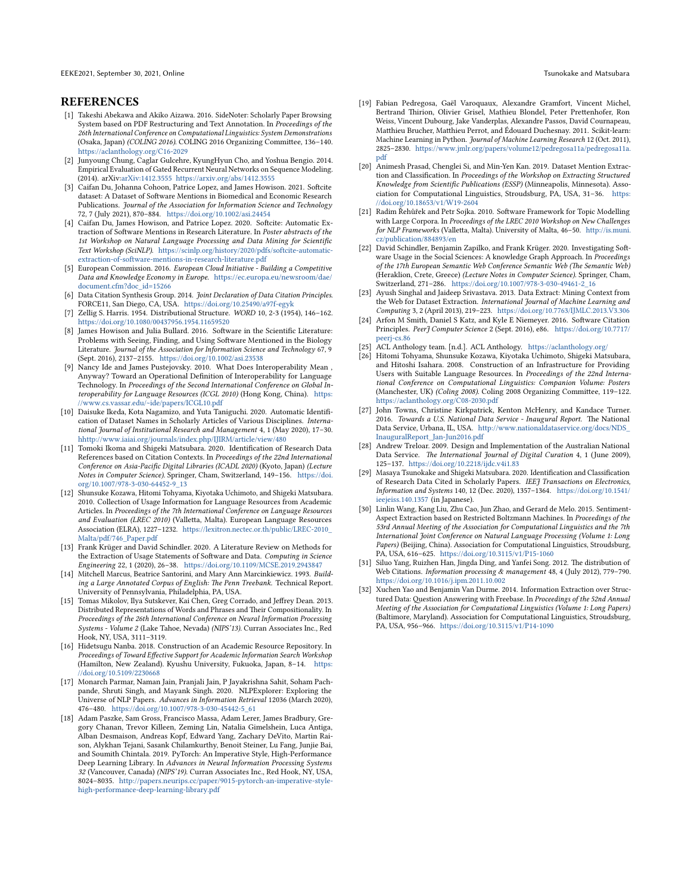## REFERENCES

[1] Takeshi Abekawa and Akiko Aizawa. 2016. SideNoter: Scholarly Paper Browsing System based on PDF Restructuring and Text Annotation. In *Proceedings of the 26th International Conference on Computational Linguistics: System Demonstrations* (Osaka, Japan) *(COLING 2016)*. COLING 2016 Organizing Committee, 136–140. https://aclanthology.org/C16-2029

[2] Junyoung Chung, Caglar Gulcehre, KyungHyun Cho, and Yoshua Bengio. 2014. Empirical Evaluation of Gated Recurrent Neural Networks on Sequence Modeling. (2014). arXiv:arXiv:1412.3555 https://arxiv.org/abs/1412.3555

[3] Caifan Du, Johanna Cohoon, Patrice Lopez, and James Howison. 2021. Softcite dataset: A Dataset of Software Mentions in Biomedical and Economic Research Publications. *Journal of the Association for Information Science and Technology* 72, 7 (July 2021), 870–884. https://doi.org/10.1002/asi.24454

[4] Caifan Du, James Howison, and Patrice Lopez. 2020. Softcite: Automatic Extraction of Software Mentions in Research Literature. In *Poster abstracts of the 1st Workshop on Natural Language Processing and Data Mining for Scientific Text Workshop (SciNLP)*. https://scinlp.org/history/2020/pdfs/softcite-automatic-extraction-of-software-mentions-in-research-literature.pdf

[5] European Commission. 2016. *European Cloud Initiative - Building a Competitive Data and Knowledge Economy in Europe*. https://ec.europa.eu/newsroom/dae/document.cfm?doc_id=15266

[6] Data Citation Synthesis Group. 2014. *Joint Declaration of Data Citation Principles*. FORCE11, San Diego, CA, USA. https://doi.org/10.25490/a97f-egyk

[7] Zellig S. Harris. 1954. Distributional Structure. *WORD* 10, 2-3 (1954), 146–162. https://doi.org/10.1080/00437956.1954.11659520

[8] James Howison and Julia Bullard. 2016. Software in the Scientific Literature: Problems with Seeing, Finding, and Using Software Mentioned in the Biology Literature. *Journal of the Association for Information Science and Technology* 67, 9 (Sept. 2016), 2137–2155. https://doi.org/10.1002/asi.23538

[9] Nancy Ide and James Pustejovsky. 2010. What Does Interoperability Mean , Anyway? Toward an Operational Definition of Interoperability for Language Technology. In *Proceedings of the Second International Conference on Global Interoperability for Language Resources (ICGL 2010)* (Hong Kong, China). https://www.cs.vassar.edu/~ide/papers/ICGL10.pdf

[10] Daisuke Ikeda, Kota Nagamizo, and Yuta Taniguchi. 2020. Automatic Identification of Dataset Names in Scholarly Articles of Various Disciplines. *International Journal of Institutional Research and Management* 4, 1 (May 2020), 17–30. hhttp://www.iaiai.org/journals/index.php/IJIRM/article/view/480

[11] Tomoki Ikoma and Shigeki Matsubara. 2020. Identification of Research Data References based on Citation Contexts. In *Proceedings of the 22nd International Conference on Asia-Pacific Digital Libraries (ICADL 2020)* (Kyoto, Japan) *(Lecture Notes in Computer Science)*. Springer, Cham, Switzerland, 149–156. https://doi.org/10.1007/978-3-030-64452-9_13

[12] Shunsuke Kozawa, Hitomi Tohyama, Kiyotaka Uchimoto, and Shigeki Matsubara. 2010. Collection of Usage Information for Language Resources from Academic Articles. In *Proceedings of the 7th International Conference on Language Resources and Evaluation (LREC 2010)* (Valletta, Malta). European Language Resources Association (ELRA), 1227–1232. https://lexitron.nectec.or.th/public/LREC-2010_Malta/pdf/746_Paper.pdf

[13] Frank Krüger and David Schindler. 2020. A Literature Review on Methods for the Extraction of Usage Statements of Software and Data. *Computing in Science Engineering* 22, 1 (2020), 26–38. https://doi.org/10.1109/MCSE.2019.2943847

[14] Mitchell Marcus, Beatrice Santorini, and Mary Ann Marcinkiewicz. 1993. *Building a Large Annotated Corpus of English: The Penn Treebank*. Technical Report. University of Pennsylvania, Philadelphia, PA, USA.

[15] Tomas Mikolov, Ilya Sutskever, Kai Chen, Greg Corrado, and Jeffrey Dean. 2013. Distributed Representations of Words and Phrases and Their Compositionality. In *Proceedings of the 26th International Conference on Neural Information Processing Systems - Volume 2* (Lake Tahoe, Nevada) *(NIPS'13)*. Curran Associates Inc., Red Hook, NY, USA, 3111–3119.

[16] Hidetsugu Nanba. 2018. Construction of an Academic Resource Repository. In *Proceedings of Toward Effective Support for Academic Information Search Workshop* (Hamilton, New Zealand). Kyushu University, Fukuoka, Japan, 8–14. https://doi.org/10.5109/2230668

[17] Monarch Parmar, Naman Jain, Pranjali Jain, P Jayakrishna Sahit, Soham Pachpande, Shruti Singh, and Mayank Singh. 2020. NLPExplorer: Exploring the Universe of NLP Papers. *Advances in Information Retrieval* 12036 (March 2020), 476–480. https://doi.org/10.1007/978-3-030-45442-5_61

[18] Adam Paszke, Sam Gross, Francisco Massa, Adam Lerer, James Bradbury, Gregory Chanan, Trevor Killeen, Zeming Lin, Natalia Gimelshein, Luca Antiga, Alban Desmaison, Andreas Kopf, Edward Yang, Zachary DeVito, Martin Raison, Alykhan Tejani, Sasank Chilamkurthy, Benoit Steiner, Lu Fang, Junjie Bai, and Soumith Chintala. 2019. PyTorch: An Imperative Style, High-Performance Deep Learning Library. In *Advances in Neural Information Processing Systems 32* (Vancouver, Canada) *(NIPS'19)*. Curran Associates Inc., Red Hook, NY, USA, 8024–8035. http://papers.neurips.cc/paper/9015-pytorch-an-imperative-style-high-performance-deep-learning-library.pdf

[19] Fabian Pedregosa, Gaël Varoquaux, Alexandre Gramfort, Vincent Michel, Bertrand Thirion, Olivier Grisel, Mathieu Blondel, Peter Prettenhofer, Ron Weiss, Vincent Dubourg, Jake Vanderplas, Alexandre Passos, David Cournapeau, Matthieu Brucher, Matthieu Perrot, and Édouard Duchesnay. 2011. Scikit-learn: Machine Learning in Python. *Journal of Machine Learning Research* 12 (Oct. 2011), 2825–2830. https://www.jmlr.org/papers/volume12/pedregosa11a/pedregosa11a.pdf

[20] Animesh Prasad, Chenglei Si, and Min-Yen Kan. 2019. Dataset Mention Extraction and Classification. In *Proceedings of the Workshop on Extracting Structured Knowledge from Scientific Publications (ESSP)* (Minneapolis, Minnesota). Association for Computational Linguistics, Stroudsburg, PA, USA, 31–36. https://doi.org/10.18653/v1/W19-2604

[21] Radim Řehůřek and Petr Sojka. 2010. Software Framework for Topic Modelling with Large Corpora. In *Proceedings of the LREC 2010 Workshop on New Challenges for NLP Frameworks* (Valletta, Malta). University of Malta, 46–50. http://is.muni.cz/publication/884893/en

[22] David Schindler, Benjamin Zapilko, and Frank Krüger. 2020. Investigating Software Usage in the Social Sciences: A knowledge Graph Approach. In *Proceedings of the 17th European Semantic Web Conference Semantic Web (The Semantic Web)* (Heraklion, Crete, Greece) *(Lecture Notes in Computer Science)*. Springer, Cham, Switzerland, 271–286. https://doi.org/10.1007/978-3-030-49461-2_16

[23] Ayush Singhal and Jaideep Srivastava. 2013. Data Extract: Mining Context from the Web for Dataset Extraction. *International Journal of Machine Learning and Computing* 3, 2 (April 2013), 219–223. https://doi.org/10.7763/IJMLC.2013.V3.306

[24] Arfon M Smith, Daniel S Katz, and Kyle E Niemeyer. 2016. Software Citation Principles. *PeerJ Computer Science* 2 (Sept. 2016), e86. https://doi.org/10.7717/peerj-cs.86

[25] ACL Anthology team. [n.d.]. ACL Anthology. https://aclanthology.org/

[26] Hitomi Tohyama, Shunsuke Kozawa, Kiyotaka Uchimoto, Shigeki Matsubara, and Hitoshi Isahara. 2008. Construction of an Infrastructure for Providing Users with Suitable Language Resources. In *Proceedings of the 22nd International Conference on Computational Linguistics: Companion Volume: Posters* (Manchester, UK) *(Coling 2008)*. Coling 2008 Organizing Committee, 119–122. https://aclanthology.org/C08-2030.pdf

[27] John Towns, Christine Kirkpatrick, Kenton McHenry, and Kandace Turner. 2016. *Towards a U.S. National Data Service - Inaugural Report*. The National Data Service, Urbana, IL, USA. http://www.nationaldataservice.org/docs/NDS_InauguralReport_Jan-Jun2016.pdf

[28] Andrew Treloar. 2009. Design and Implementation of the Australian National Data Service. *The International Journal of Digital Curation* 4, 1 (June 2009), 125–137. https://doi.org/10.2218/ijdc.v4i1.83

[29] Masaya Tsunokake and Shigeki Matsubara. 2020. Identification and Classification of Research Data Cited in Scholarly Papers. *IEEJ Transactions on Electronics, Information and Systems* 140, 12 (Dec. 2020), 1357–1364. https://doi.org/10.1541/ieejeiss.140.1357 (in Japanese).

[30] Linlin Wang, Kang Liu, Zhu Cao, Jun Zhao, and Gerard de Melo. 2015. Sentiment-Aspect Extraction based on Restricted Boltzmann Machines. In *Proceedings of the 53rd Annual Meeting of the Association for Computational Linguistics and the 7th International Joint Conference on Natural Language Processing (Volume 1: Long Papers)* (Beijing, China). Association for Computational Linguistics, Stroudsburg, PA, USA, 616–625. https://doi.org/10.3115/v1/P15-1060

[31] Siluo Yang, Ruizhen Han, Jingda Ding, and Yanfei Song. 2012. The distribution of Web Citations. *Information processing & management* 48, 4 (July 2012), 779–790. https://doi.org/10.1016/j.ipm.2011.10.002

[32] Xuchen Yao and Benjamin Van Durme. 2014. Information Extraction over Structured Data: Question Answering with Freebase. In *Proceedings of the 52nd Annual Meeting of the Association for Computational Linguistics (Volume 1: Long Papers)* (Baltimore, Maryland). Association for Computational Linguistics, Stroudsburg, PA, USA, 956–966. https://doi.org/10.3115/v1/P14-1090